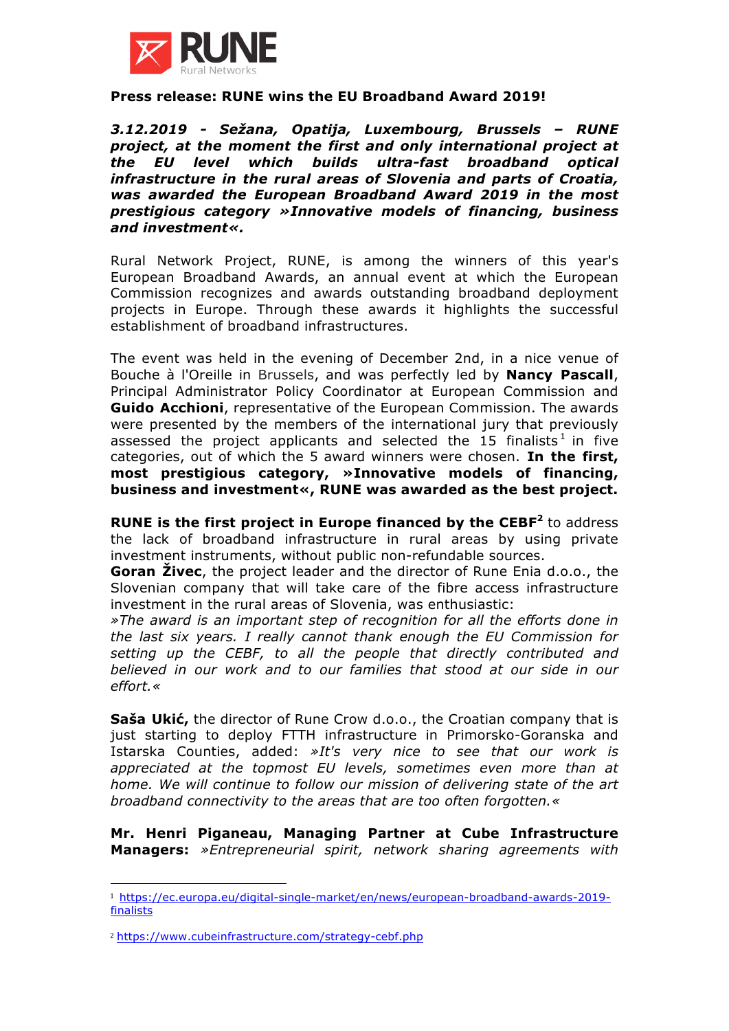**Press release: RUNE wins the EU Broadband Award 2019!**

***3.12.2019 - Sežana, Opatija, Luxembourg, Brussels – RUNE project, at the moment the first and only international project at the EU level which builds ultra-fast broadband optical infrastructure in the rural areas of Slovenia and parts of Croatia, was awarded the European Broadband Award 2019 in the most prestigious category »Innovative models of financing, business and investment«.***

Rural Network Project, RUNE, is among the winners of this year's European Broadband Awards, an annual event at which the European Commission recognizes and awards outstanding broadband deployment projects in Europe. Through these awards it highlights the successful establishment of broadband infrastructures.

The event was held in the evening of December 2nd, in a nice venue of Bouche à l'Oreille in Brussels, and was perfectly led by **Nancy Pascall**, Principal Administrator Policy Coordinator at European Commission and **Guido Acchioni**, representative of the European Commission. The awards were presented by the members of the international jury that previously assessed the project applicants and selected the 15 finalists[1] in five categories, out of which the 5 award winners were chosen. **In the first, most prestigious category, »Innovative models of financing, business and investment«, RUNE was awarded as the best project.**

**RUNE is the first project in Europe financed by the CEBF[2]** to address the lack of broadband infrastructure in rural areas by using private investment instruments, without public non-refundable sources.

**Goran Živec**, the project leader and the director of Rune Enia d.o.o., the Slovenian company that will take care of the fibre access infrastructure investment in the rural areas of Slovenia, was enthusiastic:
*»The award is an important step of recognition for all the efforts done in the last six years. I really cannot thank enough the EU Commission for setting up the CEBF, to all the people that directly contributed and believed in our work and to our families that stood at our side in our effort.«*

**Saša Ukić,** the director of Rune Crow d.o.o., the Croatian company that is just starting to deploy FTTH infrastructure in Primorsko-Goranska and Istarska Counties, added: *»It's very nice to see that our work is appreciated at the topmost EU levels, sometimes even more than at home. We will continue to follow our mission of delivering state of the art broadband connectivity to the areas that are too often forgotten.«*

**Mr. Henri Piganeau, Managing Partner at Cube Infrastructure Managers:** *»Entrepreneurial spirit, network sharing agreements with*

---

[1] https://ec.europa.eu/digital-single-market/en/news/european-broadband-awards-2019-finalists

[2] https://www.cubeinfrastructure.com/strategy-cebf.php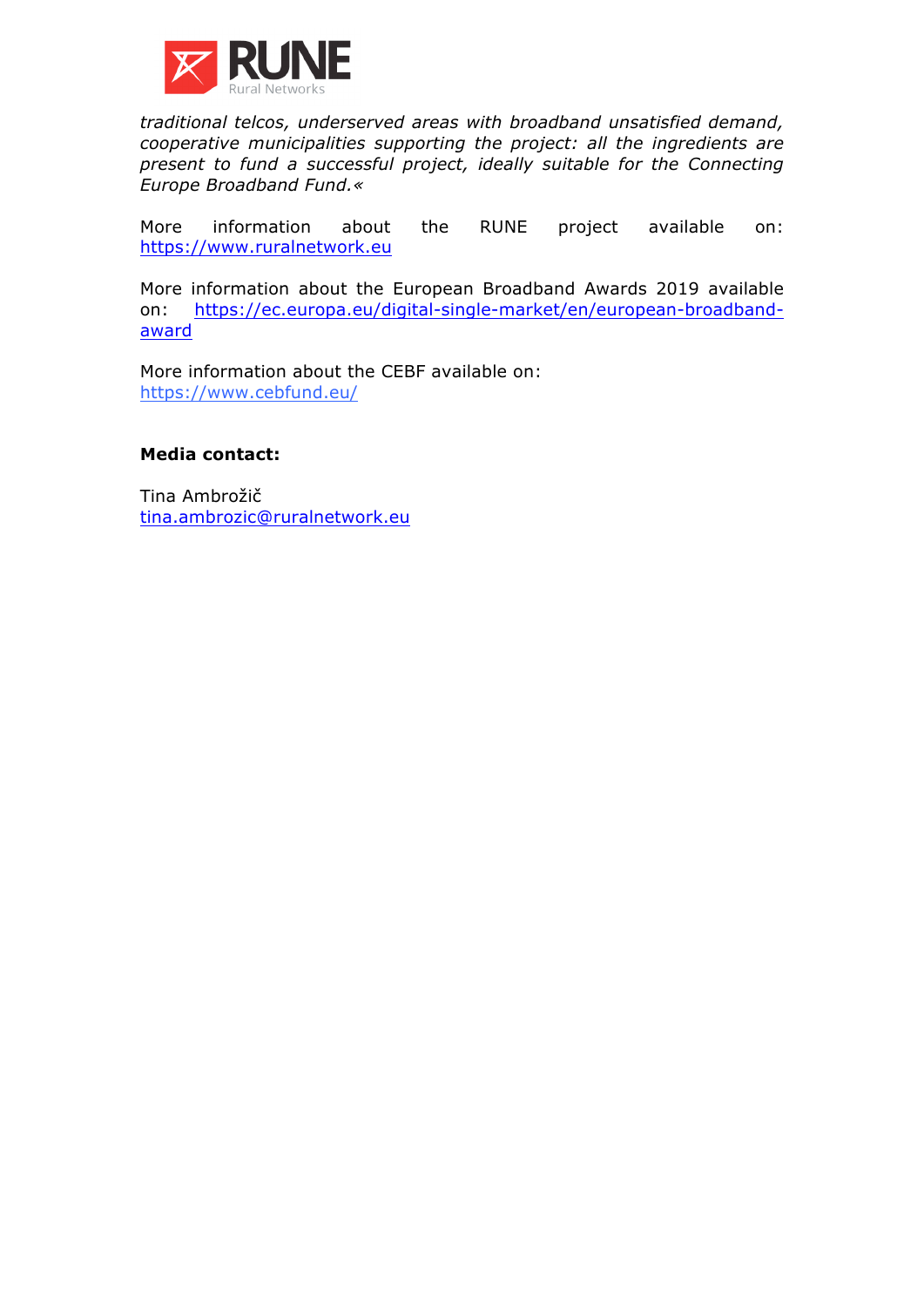*traditional telcos, underserved areas with broadband unsatisfied demand, cooperative municipalities supporting the project: all the ingredients are present to fund a successful project, ideally suitable for the Connecting Europe Broadband Fund.«*

More information about the RUNE project available on: https://www.ruralnetwork.eu

More information about the European Broadband Awards 2019 available on: https://ec.europa.eu/digital-single-market/en/european-broadband-award

More information about the CEBF available on:
https://www.cebfund.eu/

**Media contact:**

Tina Ambrožič
tina.ambrozic@ruralnetwork.eu